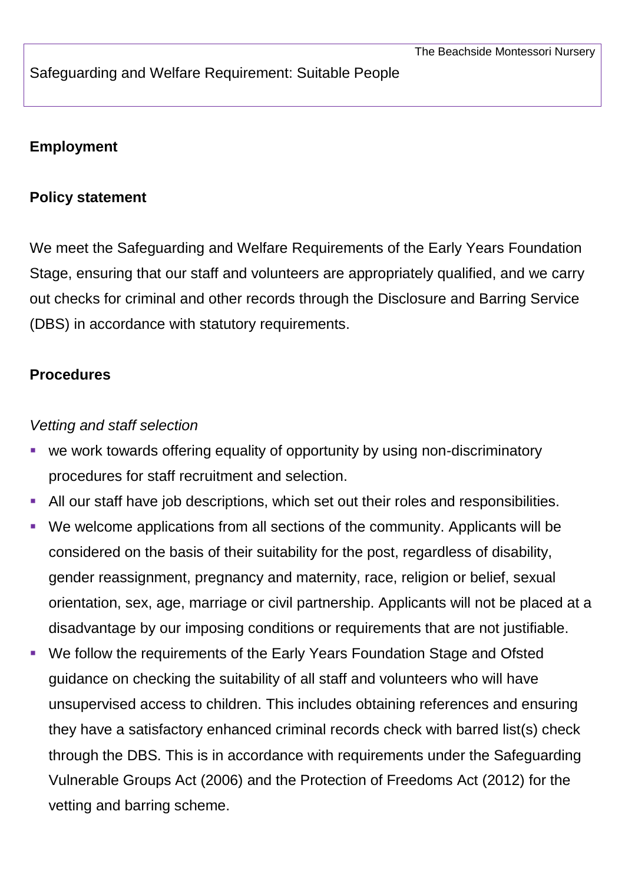Safeguarding and Welfare Requirement: Suitable People

## Employment

### Policy statement

We meet the Safeguarding and Welfare Requirements of the Early Years Foundation Stage, ensuring that our staff and volunteers are appropriately qualified, and we carry out checks for criminal and other records through the Disclosure and Barring Service (DBS) in accordance with statutory requirements.

### Procedures

*Vetting and staff selection*

- we work towards offering equality of opportunity by using non-discriminatory procedures for staff recruitment and selection.
- All our staff have job descriptions, which set out their roles and responsibilities.
- We welcome applications from all sections of the community. Applicants will be considered on the basis of their suitability for the post, regardless of disability, gender reassignment, pregnancy and maternity, race, religion or belief, sexual orientation, sex, age, marriage or civil partnership. Applicants will not be placed at a disadvantage by our imposing conditions or requirements that are not justifiable.
- We follow the requirements of the Early Years Foundation Stage and Ofsted guidance on checking the suitability of all staff and volunteers who will have unsupervised access to children. This includes obtaining references and ensuring they have a satisfactory enhanced criminal records check with barred list(s) check through the DBS. This is in accordance with requirements under the Safeguarding Vulnerable Groups Act (2006) and the Protection of Freedoms Act (2012) for the vetting and barring scheme.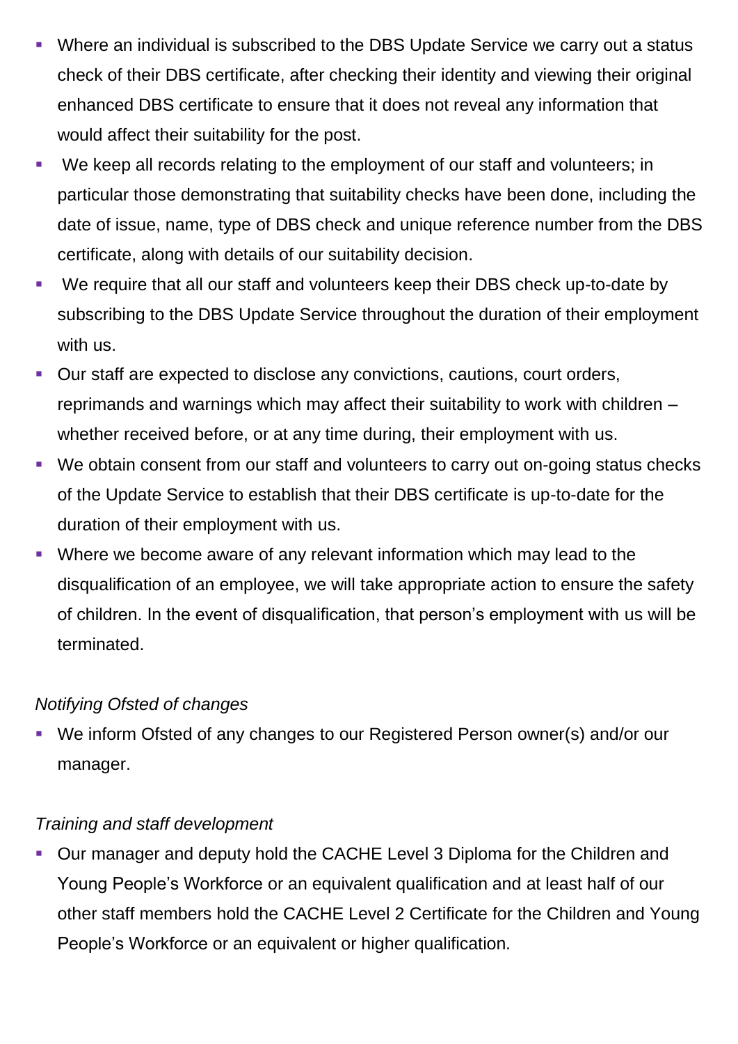- Where an individual is subscribed to the DBS Update Service we carry out a status check of their DBS certificate, after checking their identity and viewing their original enhanced DBS certificate to ensure that it does not reveal any information that would affect their suitability for the post.
- We keep all records relating to the employment of our staff and volunteers; in particular those demonstrating that suitability checks have been done, including the date of issue, name, type of DBS check and unique reference number from the DBS certificate, along with details of our suitability decision.
- We require that all our staff and volunteers keep their DBS check up-to-date by subscribing to the DBS Update Service throughout the duration of their employment with us.
- Our staff are expected to disclose any convictions, cautions, court orders, reprimands and warnings which may affect their suitability to work with children – whether received before, or at any time during, their employment with us.
- We obtain consent from our staff and volunteers to carry out on-going status checks of the Update Service to establish that their DBS certificate is up-to-date for the duration of their employment with us.
- Where we become aware of any relevant information which may lead to the disqualification of an employee, we will take appropriate action to ensure the safety of children. In the event of disqualification, that person's employment with us will be terminated.

*Notifying Ofsted of changes*

- We inform Ofsted of any changes to our Registered Person owner(s) and/or our manager.

*Training and staff development*

- Our manager and deputy hold the CACHE Level 3 Diploma for the Children and Young People's Workforce or an equivalent qualification and at least half of our other staff members hold the CACHE Level 2 Certificate for the Children and Young People's Workforce or an equivalent or higher qualification.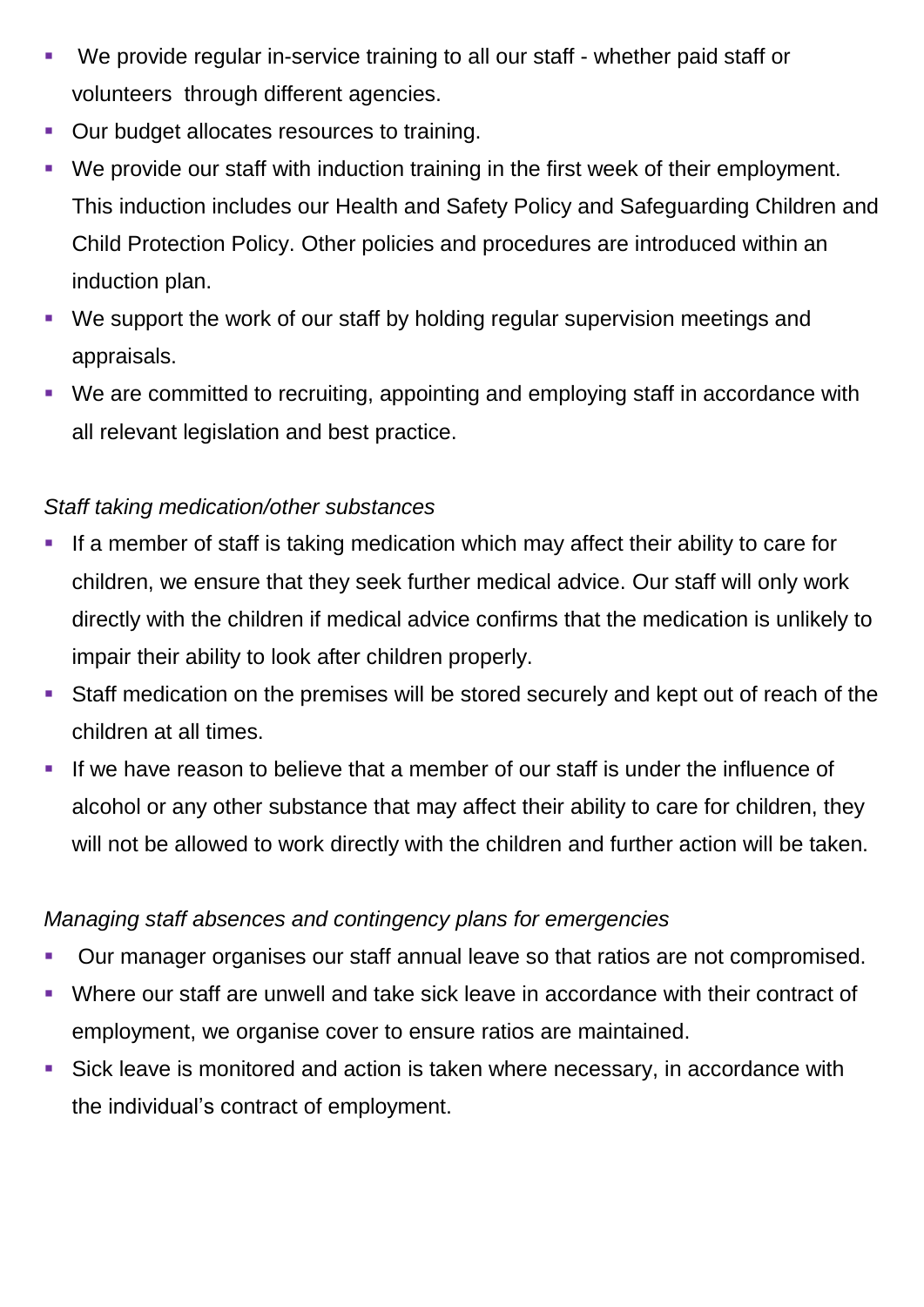- We provide regular in-service training to all our staff - whether paid staff or volunteers through different agencies.
- Our budget allocates resources to training.
- We provide our staff with induction training in the first week of their employment. This induction includes our Health and Safety Policy and Safeguarding Children and Child Protection Policy. Other policies and procedures are introduced within an induction plan.
- We support the work of our staff by holding regular supervision meetings and appraisals.
- We are committed to recruiting, appointing and employing staff in accordance with all relevant legislation and best practice.

*Staff taking medication/other substances*

- If a member of staff is taking medication which may affect their ability to care for children, we ensure that they seek further medical advice. Our staff will only work directly with the children if medical advice confirms that the medication is unlikely to impair their ability to look after children properly.
- Staff medication on the premises will be stored securely and kept out of reach of the children at all times.
- If we have reason to believe that a member of our staff is under the influence of alcohol or any other substance that may affect their ability to care for children, they will not be allowed to work directly with the children and further action will be taken.

*Managing staff absences and contingency plans for emergencies*

- Our manager organises our staff annual leave so that ratios are not compromised.
- Where our staff are unwell and take sick leave in accordance with their contract of employment, we organise cover to ensure ratios are maintained.
- Sick leave is monitored and action is taken where necessary, in accordance with the individual's contract of employment.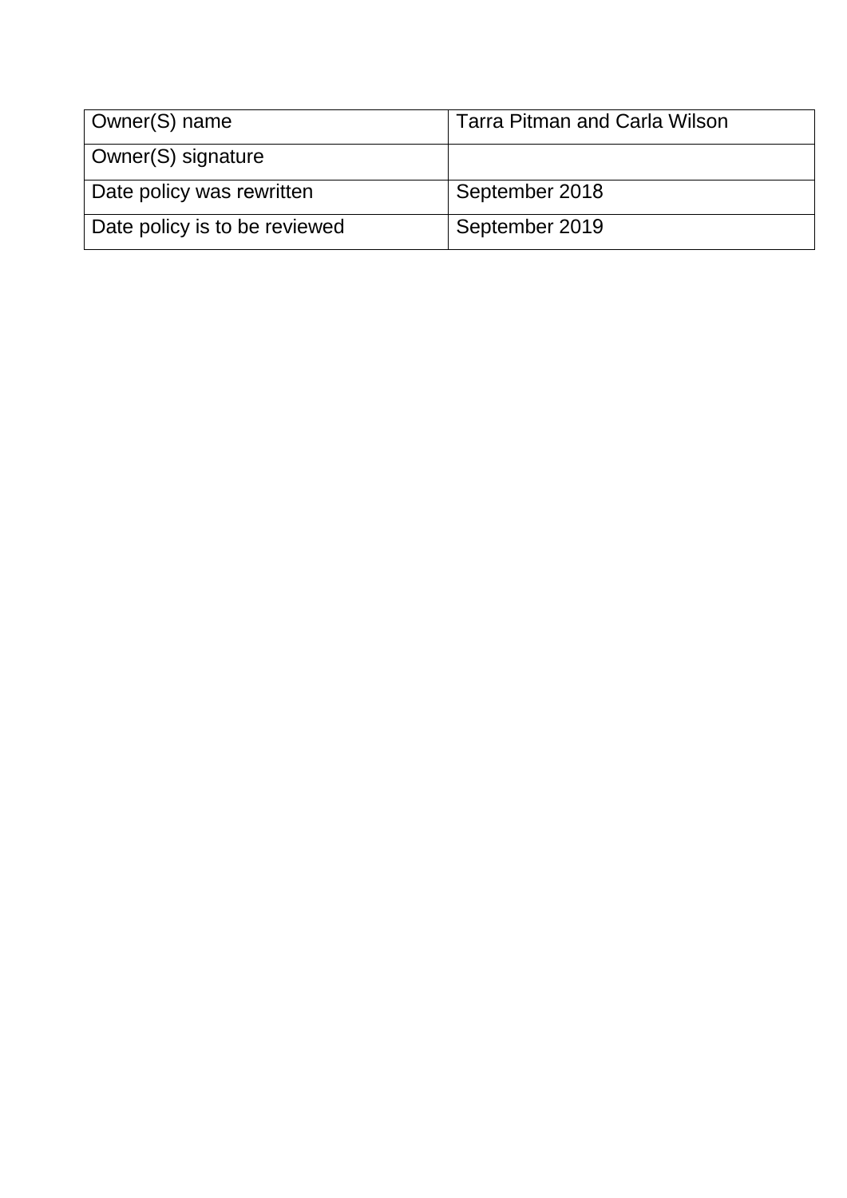| | |
|---|---|
| Owner(S) name | Tarra Pitman and Carla Wilson |
| Owner(S) signature | |
| Date policy was rewritten | September 2018 |
| Date policy is to be reviewed | September 2019 |